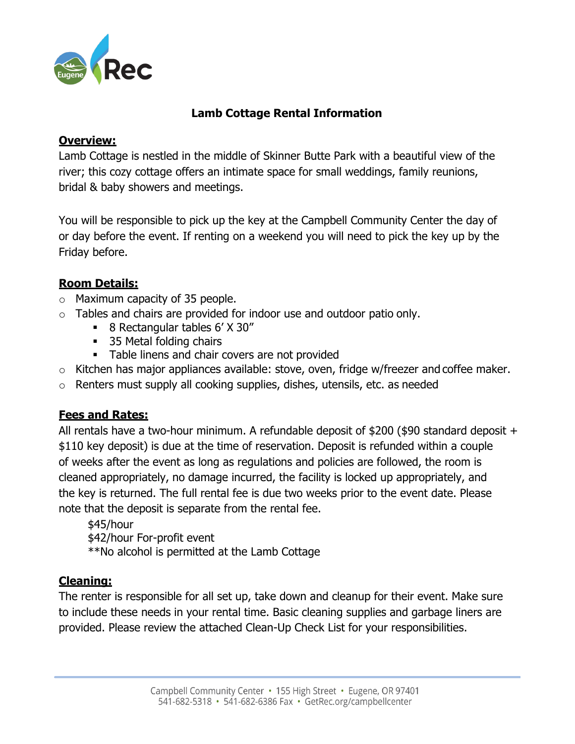# Lamb Cottage Rental Information

## Overview:

Lamb Cottage is nestled in the middle of Skinner Butte Park with a beautiful view of the river; this cozy cottage offers an intimate space for small weddings, family reunions, bridal & baby showers and meetings.

You will be responsible to pick up the key at the Campbell Community Center the day of or day before the event. If renting on a weekend you will need to pick the key up by the Friday before.

## Room Details:

- Maximum capacity of 35 people.
- Tables and chairs are provided for indoor use and outdoor patio only.
  - 8 Rectangular tables 6' X 30"
  - 35 Metal folding chairs
  - Table linens and chair covers are not provided
- Kitchen has major appliances available: stove, oven, fridge w/freezer and coffee maker.
- Renters must supply all cooking supplies, dishes, utensils, etc. as needed

## Fees and Rates:

All rentals have a two-hour minimum. A refundable deposit of $200 ($90 standard deposit + $110 key deposit) is due at the time of reservation. Deposit is refunded within a couple of weeks after the event as long as regulations and policies are followed, the room is cleaned appropriately, no damage incurred, the facility is locked up appropriately, and the key is returned. The full rental fee is due two weeks prior to the event date. Please note that the deposit is separate from the rental fee.

$45/hour
$42/hour For-profit event
**No alcohol is permitted at the Lamb Cottage

## Cleaning:

The renter is responsible for all set up, take down and cleanup for their event. Make sure to include these needs in your rental time. Basic cleaning supplies and garbage liners are provided. Please review the attached Clean-Up Check List for your responsibilities.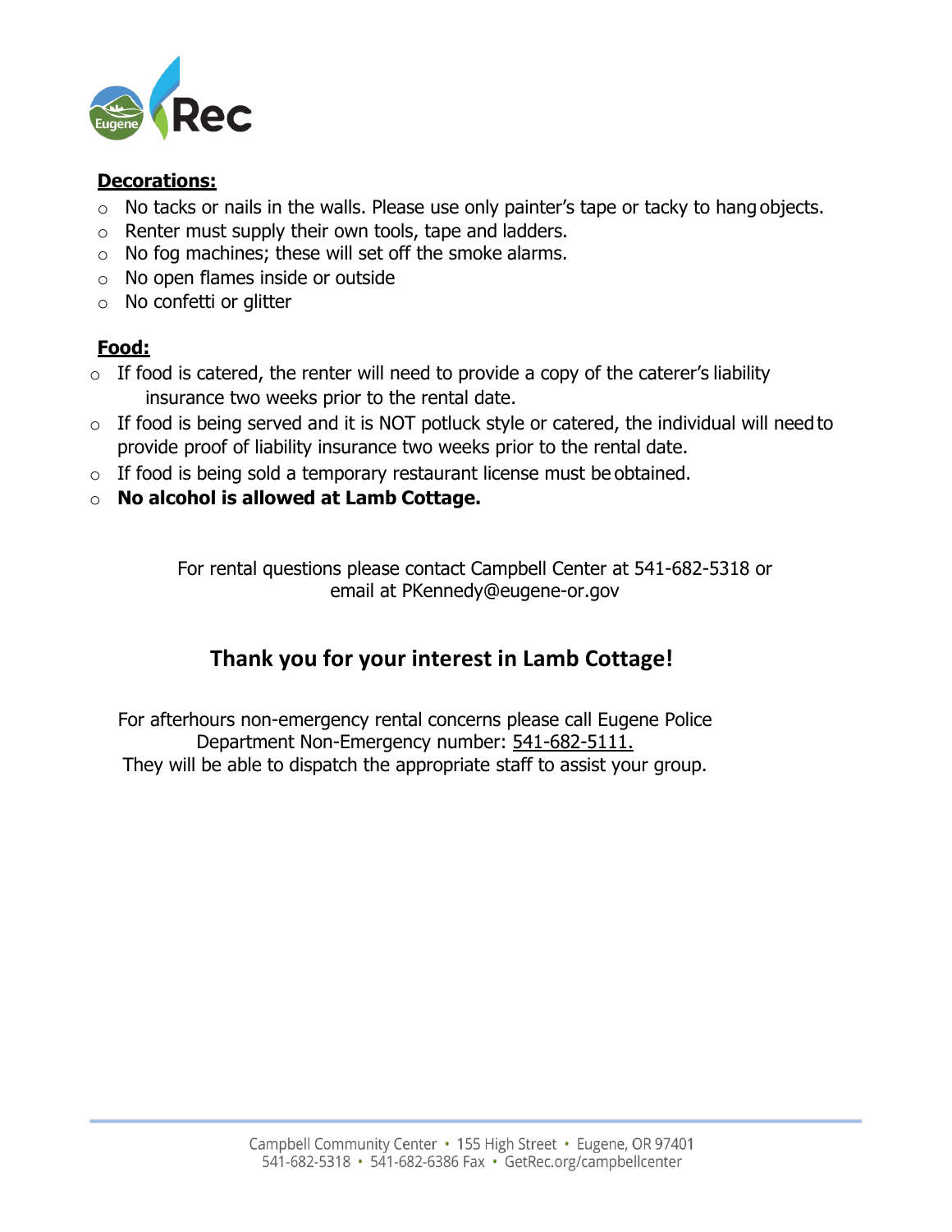**Decorations:**

- No tacks or nails in the walls. Please use only painter's tape or tacky to hang objects.
- Renter must supply their own tools, tape and ladders.
- No fog machines; these will set off the smoke alarms.
- No open flames inside or outside
- No confetti or glitter

**Food:**

- If food is catered, the renter will need to provide a copy of the caterer's liability insurance two weeks prior to the rental date.
- If food is being served and it is NOT potluck style or catered, the individual will need to provide proof of liability insurance two weeks prior to the rental date.
- If food is being sold a temporary restaurant license must be obtained.
- **No alcohol is allowed at Lamb Cottage.**

For rental questions please contact Campbell Center at 541-682-5318 or email at PKennedy@eugene-or.gov

## Thank you for your interest in Lamb Cottage!

For afterhours non-emergency rental concerns please call Eugene Police Department Non-Emergency number: 541-682-5111.
They will be able to dispatch the appropriate staff to assist your group.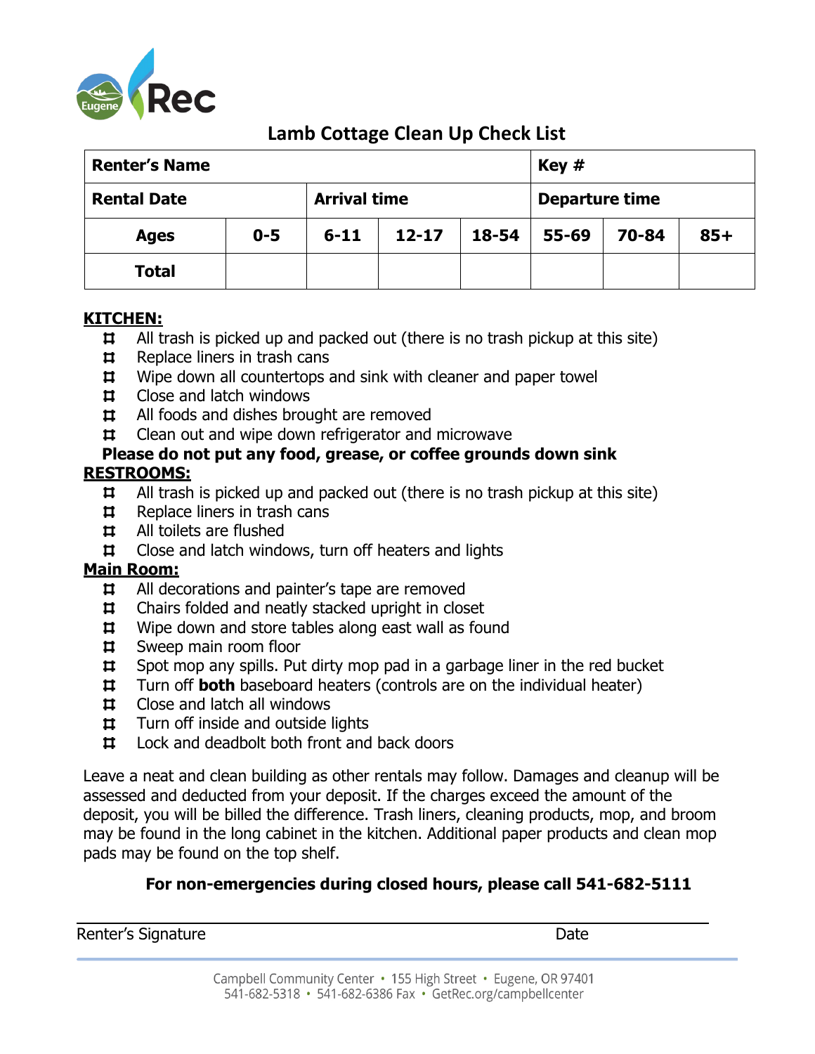Eugene Rec

# Lamb Cottage Clean Up Check List

| Renter's Name | | | | | Key # | | |
|---|---|---|---|---|---|---|---|
| Rental Date | | Arrival time | | | Departure time | | |
| **Ages** | **0-5** | **6-11** | **12-17** | **18-54** | **55-69** | **70-84** | **85+** |
| **Total** | | | | | | | |

**KITCHEN:**

- ⌑ All trash is picked up and packed out (there is no trash pickup at this site)
- ⌑ Replace liners in trash cans
- ⌑ Wipe down all countertops and sink with cleaner and paper towel
- ⌑ Close and latch windows
- ⌑ All foods and dishes brought are removed
- ⌑ Clean out and wipe down refrigerator and microwave

**Please do not put any food, grease, or coffee grounds down sink**

**RESTROOMS:**

- ⌑ All trash is picked up and packed out (there is no trash pickup at this site)
- ⌑ Replace liners in trash cans
- ⌑ All toilets are flushed
- ⌑ Close and latch windows, turn off heaters and lights

**Main Room:**

- ⌑ All decorations and painter's tape are removed
- ⌑ Chairs folded and neatly stacked upright in closet
- ⌑ Wipe down and store tables along east wall as found
- ⌑ Sweep main room floor
- ⌑ Spot mop any spills. Put dirty mop pad in a garbage liner in the red bucket
- ⌑ Turn off **both** baseboard heaters (controls are on the individual heater)
- ⌑ Close and latch all windows
- ⌑ Turn off inside and outside lights
- ⌑ Lock and deadbolt both front and back doors

Leave a neat and clean building as other rentals may follow. Damages and cleanup will be assessed and deducted from your deposit. If the charges exceed the amount of the deposit, you will be billed the difference. Trash liners, cleaning products, mop, and broom may be found in the long cabinet in the kitchen. Additional paper products and clean mop pads may be found on the top shelf.

**For non-emergencies during closed hours, please call 541-682-5111**

Renter's Signature                                                                 Date

Campbell Community Center • 155 High Street • Eugene, OR 97401
541-682-5318 • 541-682-6386 Fax • GetRec.org/campbellcenter